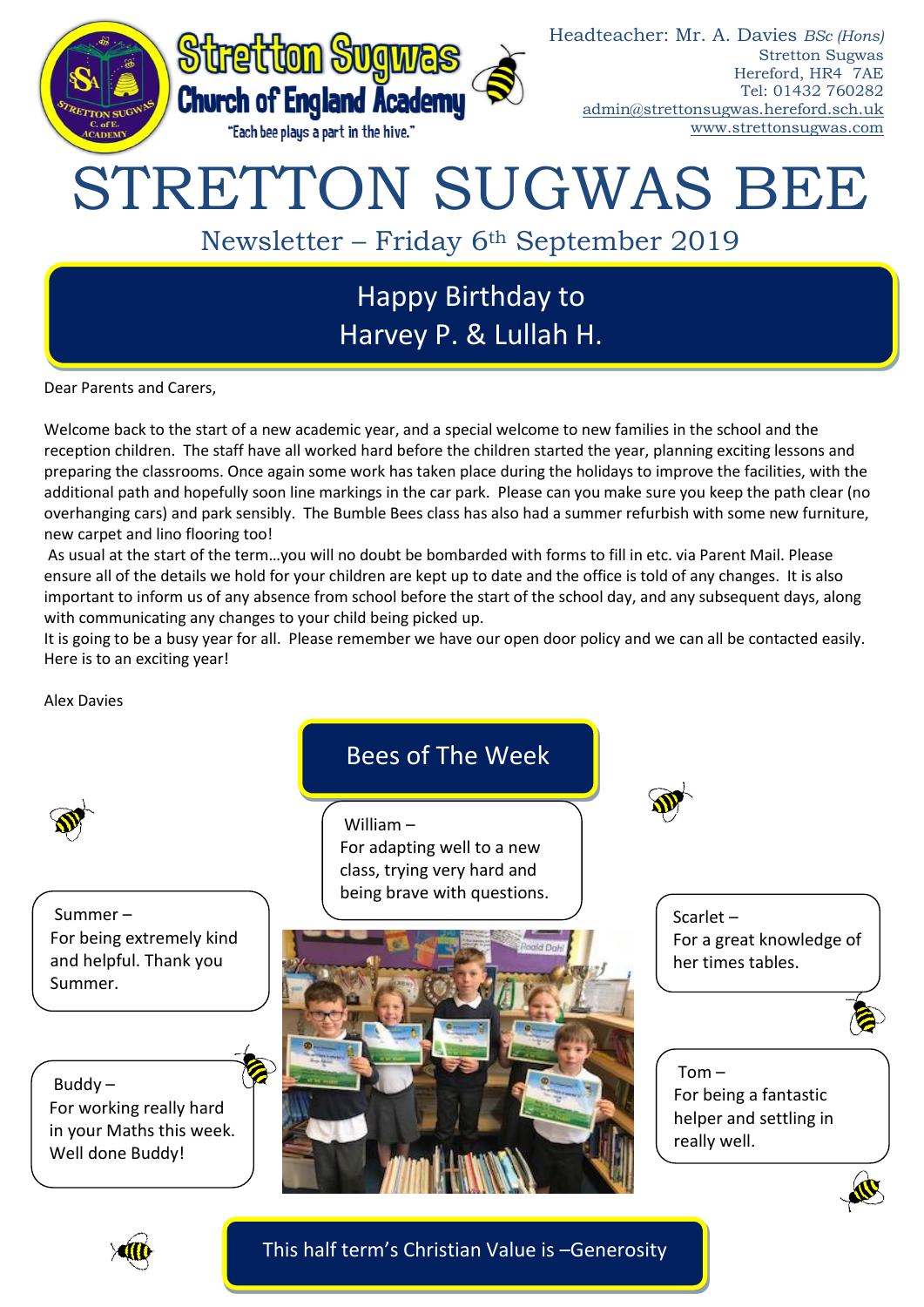**Stretton Sugwas Church of England Academy**

"Each bee plays a part in the hive."

Headteacher: Mr. A. Davies *BSc (Hons)*
Stretton Sugwas
Hereford, HR4 7AE
Tel: 01432 760282
admin@strettonsugwas.hereford.sch.uk
www.strettonsugwas.com

# STRETTON SUGWAS BEE

## Newsletter – Friday 6th September 2019

### Happy Birthday to Harvey P. & Lullah H.

Dear Parents and Carers,

Welcome back to the start of a new academic year, and a special welcome to new families in the school and the reception children. The staff have all worked hard before the children started the year, planning exciting lessons and preparing the classrooms. Once again some work has taken place during the holidays to improve the facilities, with the additional path and hopefully soon line markings in the car park. Please can you make sure you keep the path clear (no overhanging cars) and park sensibly. The Bumble Bees class has also had a summer refurbish with some new furniture, new carpet and lino flooring too!

As usual at the start of the term…you will no doubt be bombarded with forms to fill in etc. via Parent Mail. Please ensure all of the details we hold for your children are kept up to date and the office is told of any changes. It is also important to inform us of any absence from school before the start of the school day, and any subsequent days, along with communicating any changes to your child being picked up.

It is going to be a busy year for all. Please remember we have our open door policy and we can all be contacted easily. Here is to an exciting year!

Alex Davies

### Bees of The Week

William – For adapting well to a new class, trying very hard and being brave with questions.

Summer – For being extremely kind and helpful. Thank you Summer.

Buddy – For working really hard in your Maths this week. Well done Buddy!

Scarlet – For a great knowledge of her times tables.

Tom – For being a fantastic helper and settling in really well.

### This half term's Christian Value is –Generosity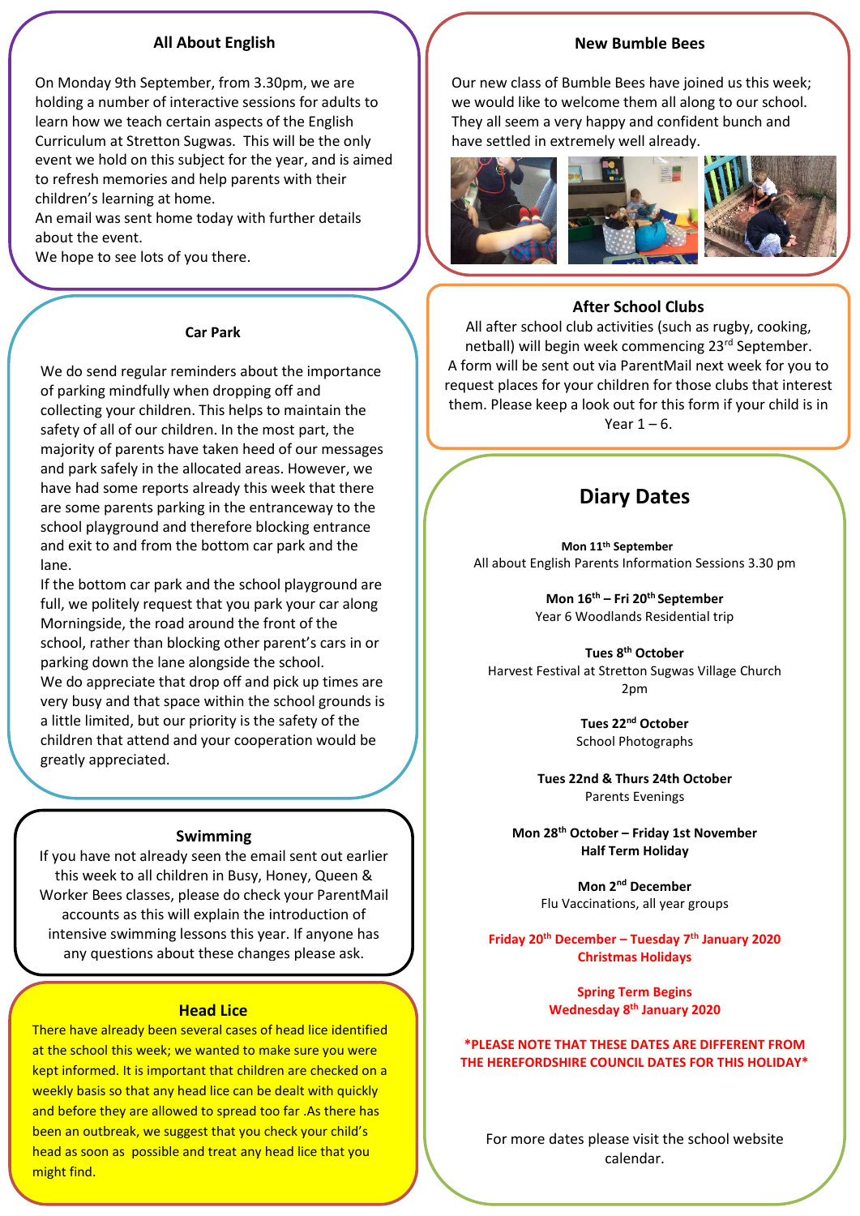## All About English

On Monday 9th September, from 3.30pm, we are holding a number of interactive sessions for adults to learn how we teach certain aspects of the English Curriculum at Stretton Sugwas. This will be the only event we hold on this subject for the year, and is aimed to refresh memories and help parents with their children's learning at home.
An email was sent home today with further details about the event.
We hope to see lots of you there.

## Car Park

We do send regular reminders about the importance of parking mindfully when dropping off and collecting your children. This helps to maintain the safety of all of our children. In the most part, the majority of parents have taken heed of our messages and park safely in the allocated areas. However, we have had some reports already this week that there are some parents parking in the entranceway to the school playground and therefore blocking entrance and exit to and from the bottom car park and the lane.
If the bottom car park and the school playground are full, we politely request that you park your car along Morningside, the road around the front of the school, rather than blocking other parent's cars in or parking down the lane alongside the school.
We do appreciate that drop off and pick up times are very busy and that space within the school grounds is a little limited, but our priority is the safety of the children that attend and your cooperation would be greatly appreciated.

## Swimming

If you have not already seen the email sent out earlier this week to all children in Busy, Honey, Queen & Worker Bees classes, please do check your ParentMail accounts as this will explain the introduction of intensive swimming lessons this year. If anyone has any questions about these changes please ask.

## Head Lice

There have already been several cases of head lice identified at the school this week; we wanted to make sure you were kept informed. It is important that children are checked on a weekly basis so that any head lice can be dealt with quickly and before they are allowed to spread too far .As there has been an outbreak, we suggest that you check your child's head as soon as possible and treat any head lice that you might find.

## New Bumble Bees

Our new class of Bumble Bees have joined us this week; we would like to welcome them all along to our school. They all seem a very happy and confident bunch and have settled in extremely well already.

## After School Clubs

All after school club activities (such as rugby, cooking, netball) will begin week commencing 23rd September.
A form will be sent out via ParentMail next week for you to request places for your children for those clubs that interest them. Please keep a look out for this form if your child is in Year 1 – 6.

# Diary Dates

**Mon 11th September**
All about English Parents Information Sessions 3.30 pm

**Mon 16th – Fri 20th September**
Year 6 Woodlands Residential trip

**Tues 8th October**
Harvest Festival at Stretton Sugwas Village Church 2pm

**Tues 22nd October**
School Photographs

**Tues 22nd & Thurs 24th October**
Parents Evenings

**Mon 28th October – Friday 1st November**
**Half Term Holiday**

**Mon 2nd December**
Flu Vaccinations, all year groups

**Friday 20th December – Tuesday 7th January 2020**
**Christmas Holidays**

**Spring Term Begins**
**Wednesday 8th January 2020**

**\*PLEASE NOTE THAT THESE DATES ARE DIFFERENT FROM THE HEREFORDSHIRE COUNCIL DATES FOR THIS HOLIDAY\***

For more dates please visit the school website calendar.